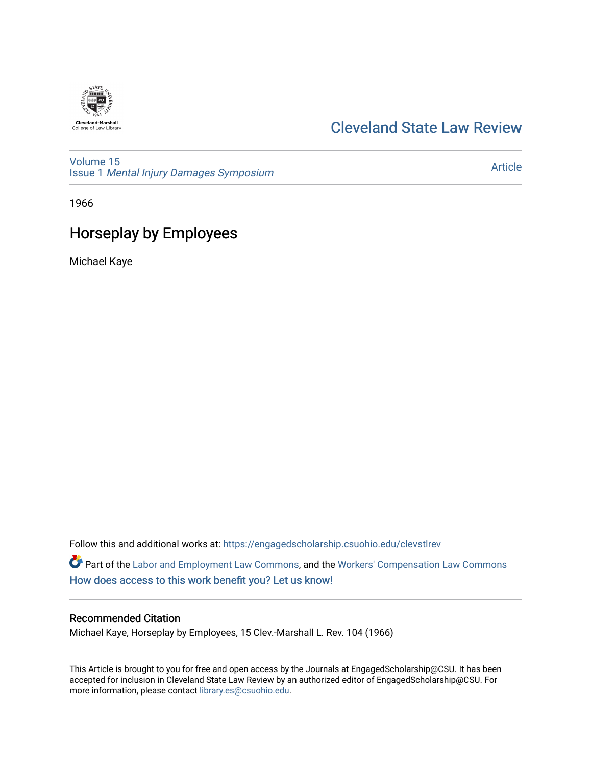Cleveland-Marshall
College of Law Library

# Cleveland State Law Review

Volume 15
Issue 1 *Mental Injury Damages Symposium*

Article

1966

## Horseplay by Employees

Michael Kaye

Follow this and additional works at: https://engagedscholarship.csuohio.edu/clevstlrev

Part of the Labor and Employment Law Commons, and the Workers' Compensation Law Commons
How does access to this work benefit you? Let us know!

### Recommended Citation

Michael Kaye, Horseplay by Employees, 15 Clev.-Marshall L. Rev. 104 (1966)

This Article is brought to you for free and open access by the Journals at EngagedScholarship@CSU. It has been accepted for inclusion in Cleveland State Law Review by an authorized editor of EngagedScholarship@CSU. For more information, please contact library.es@csuohio.edu.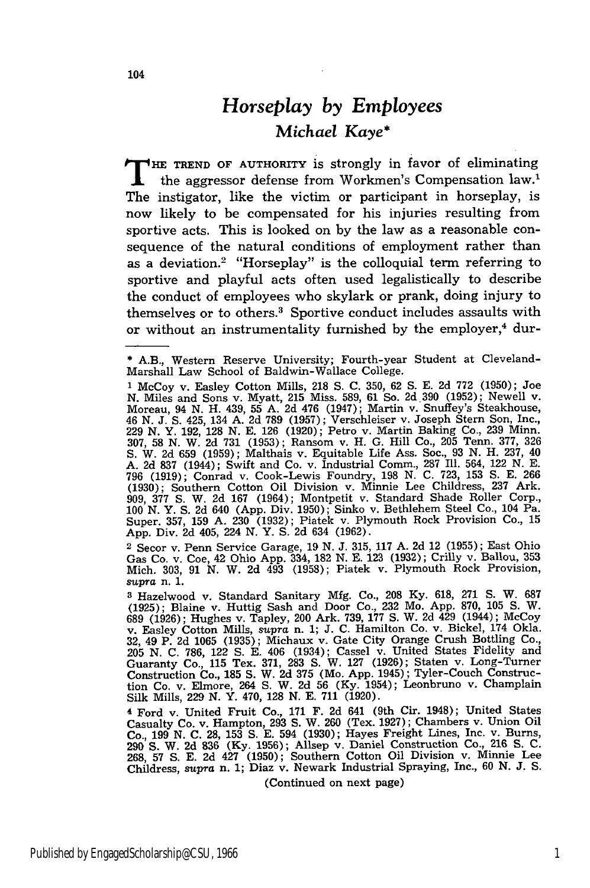# *Horseplay by Employees*

## *Michael Kaye**

THE TREND OF AUTHORITY is strongly in favor of eliminating the aggressor defense from Workmen's Compensation law.[1] The instigator, like the victim or participant in horseplay, is now likely to be compensated for his injuries resulting from sportive acts. This is looked on by the law as a reasonable consequence of the natural conditions of employment rather than as a deviation.[2] "Horseplay" is the colloquial term referring to sportive and playful acts often used legalistically to describe the conduct of employees who skylark or prank, doing injury to themselves or to others.[3] Sportive conduct includes assaults with or without an instrumentality furnished by the employer,[4] dur-

---

* A.B., Western Reserve University; Fourth-year Student at Cleveland-Marshall Law School of Baldwin-Wallace College.

[1] McCoy v. Easley Cotton Mills, 218 S. C. 350, 62 S. E. 2d 772 (1950); Joe N. Miles and Sons v. Myatt, 215 Miss. 589, 61 So. 2d 390 (1952); Newell v. Moreau, 94 N. H. 439, 55 A. 2d 476 (1947); Martin v. Snuffey's Steakhouse, 46 N. J. S. 425, 134 A. 2d 789 (1957); Verschleiser v. Joseph Stern Son, Inc., 229 N. Y. 192, 128 N. E. 126 (1920); Petro v. Martin Baking Co., 239 Minn. 307, 58 N. W. 2d 731 (1953); Ransom v. H. G. Hill Co., 205 Tenn. 377, 326 S. W. 2d 659 (1959); Malthais v. Equitable Life Ass. Soc., 93 N. H. 237, 40 A. 2d 837 (1944); Swift and Co. v. Industrial Comm., 287 Ill. 564, 122 N. E. 796 (1919); Conrad v. Cook-Lewis Foundry, 198 N. C. 723, 153 S. E. 266 (1930); Southern Cotton Oil Division v. Minnie Lee Childress, 237 Ark. 909, 377 S. W. 2d 167 (1964); Montpetit v. Standard Shade Roller Corp., 100 N. Y. S. 2d 640 (App. Div. 1950); Sinko v. Bethlehem Steel Co., 104 Pa. Super. 357, 159 A. 230 (1932); Piatek v. Plymouth Rock Provision Co., 15 App. Div. 2d 405, 224 N. Y. S. 2d 634 (1962).

[2] Secor v. Penn Service Garage, 19 N. J. 315, 117 A. 2d 12 (1955); East Ohio Gas Co. v. Coe, 42 Ohio App. 334, 182 N. E. 123 (1932); Crilly v. Ballou, 353 Mich. 303, 91 N. W. 2d 493 (1958); Piatek v. Plymouth Rock Provision, *supra* n. 1.

[3] Hazelwood v. Standard Sanitary Mfg. Co., 208 Ky. 618, 271 S. W. 687 (1925); Blaine v. Huttig Sash and Door Co., 232 Mo. App. 870, 105 S. W. 689 (1926); Hughes v. Tapley, 200 Ark. 739, 177 S. W. 2d 429 (1944); McCoy v. Easley Cotton Mills, *supra* n. 1; J. C. Hamilton Co. v. Bickel, 174 Okla. 32, 49 P. 2d 1065 (1935); Michaux v. Gate City Orange Crush Bottling Co., 205 N. C. 786, 122 S. E. 406 (1934); Cassel v. United States Fidelity and Guaranty Co., 115 Tex. 371, 283 S. W. 127 (1926); Staten v. Long-Turner Construction Co., 185 S. W. 2d 375 (Mo. App. 1945); Tyler-Couch Construction Co. v. Elmore, 264 S. W. 2d 56 (Ky. 1954); Leonbruno v. Champlain Silk Mills, 229 N. Y. 470, 128 N. E. 711 (1920).

[4] Ford v. United Fruit Co., 171 F. 2d 641 (9th Cir. 1948); United States Casualty Co. v. Hampton, 293 S. W. 260 (Tex. 1927); Chambers v. Union Oil Co., 199 N. C. 28, 153 S. E. 594 (1930); Hayes Freight Lines, Inc. v. Burns, 290 S. W. 2d 836 (Ky. 1956); Allsep v. Daniel Construction Co., 216 S. C. 268, 57 S. E. 2d 427 (1950); Southern Cotton Oil Division v. Minnie Lee Childress, *supra* n. 1; Diaz v. Newark Industrial Spraying, Inc., 60 N. J. S.

(Continued on next page)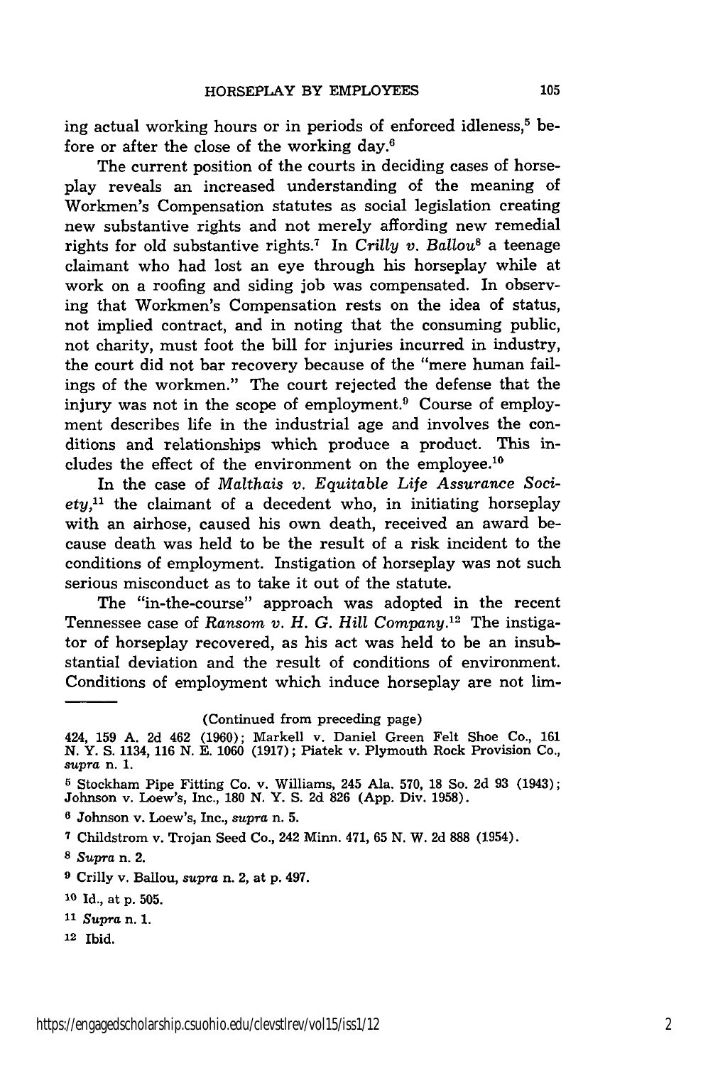ing actual working hours or in periods of enforced idleness,[5] before or after the close of the working day.[6]

The current position of the courts in deciding cases of horseplay reveals an increased understanding of the meaning of Workmen's Compensation statutes as social legislation creating new substantive rights and not merely affording new remedial rights for old substantive rights.[7] In *Crilly v. Ballou*[8] a teenage claimant who had lost an eye through his horseplay while at work on a roofing and siding job was compensated. In observing that Workmen's Compensation rests on the idea of status, not implied contract, and in noting that the consuming public, not charity, must foot the bill for injuries incurred in industry, the court did not bar recovery because of the "mere human failings of the workmen." The court rejected the defense that the injury was not in the scope of employment.[9] Course of employment describes life in the industrial age and involves the conditions and relationships which produce a product. This includes the effect of the environment on the employee.[10]

In the case of *Malthais v. Equitable Life Assurance Society*,[11] the claimant of a decedent who, in initiating horseplay with an airhose, caused his own death, received an award because death was held to be the result of a risk incident to the conditions of employment. Instigation of horseplay was not such serious misconduct as to take it out of the statute.

The "in-the-course" approach was adopted in the recent Tennessee case of *Ransom v. H. G. Hill Company*.[12] The instigator of horseplay recovered, as his act was held to be an insubstantial deviation and the result of conditions of environment. Conditions of employment which induce horseplay are not lim-

---

(Continued from preceding page)

424, 159 A. 2d 462 (1960); Markell v. Daniel Green Felt Shoe Co., 161 N. Y. S. 1134, 116 N. E. 1060 (1917); Piatek v. Plymouth Rock Provision Co., *supra* n. 1.

[5] Stockham Pipe Fitting Co. v. Williams, 245 Ala. 570, 18 So. 2d 93 (1943); Johnson v. Loew's, Inc., 180 N. Y. S. 2d 826 (App. Div. 1958).

[6] Johnson v. Loew's, Inc., *supra* n. 5.

[7] Childstrom v. Trojan Seed Co., 242 Minn. 471, 65 N. W. 2d 888 (1954).

[8] *Supra* n. 2.

[9] Crilly v. Ballou, *supra* n. 2, at p. 497.

[10] Id., at p. 505.

[11] *Supra* n. 1.

[12] Ibid.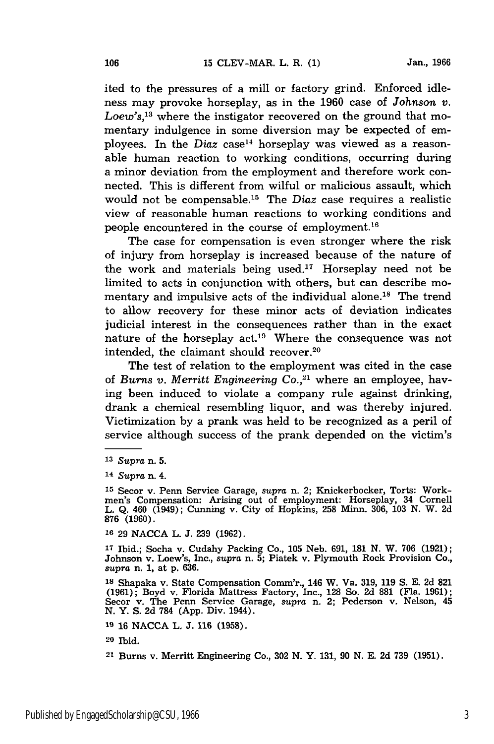ited to the pressures of a mill or factory grind. Enforced idleness may provoke horseplay, as in the 1960 case of *Johnson v. Loew's*,[13] where the instigator recovered on the ground that momentary indulgence in some diversion may be expected of employees. In the *Diaz* case[14] horseplay was viewed as a reasonable human reaction to working conditions, occurring during a minor deviation from the employment and therefore work connected. This is different from wilful or malicious assault, which would not be compensable.[15] The *Diaz* case requires a realistic view of reasonable human reactions to working conditions and people encountered in the course of employment.[16]

The case for compensation is even stronger where the risk of injury from horseplay is increased because of the nature of the work and materials being used.[17] Horseplay need not be limited to acts in conjunction with others, but can describe momentary and impulsive acts of the individual alone.[18] The trend to allow recovery for these minor acts of deviation indicates judicial interest in the consequences rather than in the exact nature of the horseplay act.[19] Where the consequence was not intended, the claimant should recover.[20]

The test of relation to the employment was cited in the case of *Burns v. Merritt Engineering Co.*,[21] where an employee, having been induced to violate a company rule against drinking, drank a chemical resembling liquor, and was thereby injured. Victimization by a prank was held to be recognized as a peril of service although success of the prank depended on the victim's

---

[13] *Supra* n. 5.

[14] *Supra* n. 4.

[15] Secor v. Penn Service Garage, *supra* n. 2; Knickerbocker, Torts: Workmen's Compensation: Arising out of employment: Horseplay, 34 Cornell L. Q. 460 (1949); Cunning v. City of Hopkins, 258 Minn. 306, 103 N. W. 2d 876 (1960).

[16] 29 NACCA L. J. 239 (1962).

[17] Ibid.; Socha v. Cudahy Packing Co., 105 Neb. 691, 181 N. W. 706 (1921); Johnson v. Loew's, Inc., *supra* n. 5; Piatek v. Plymouth Rock Provision Co., *supra* n. 1, at p. 636.

[18] Shapaka v. State Compensation Comm'r., 146 W. Va. 319, 119 S. E. 2d 821 (1961); Boyd v. Florida Mattress Factory, Inc., 128 So. 2d 881 (Fla. 1961); Secor v. The Penn Service Garage, *supra* n. 2; Pederson v. Nelson, 45 N. Y. S. 2d 784 (App. Div. 1944).

[19] 16 NACCA L. J. 116 (1958).

[20] Ibid.

[21] Burns v. Merritt Engineering Co., 302 N. Y. 131, 90 N. E. 2d 739 (1951).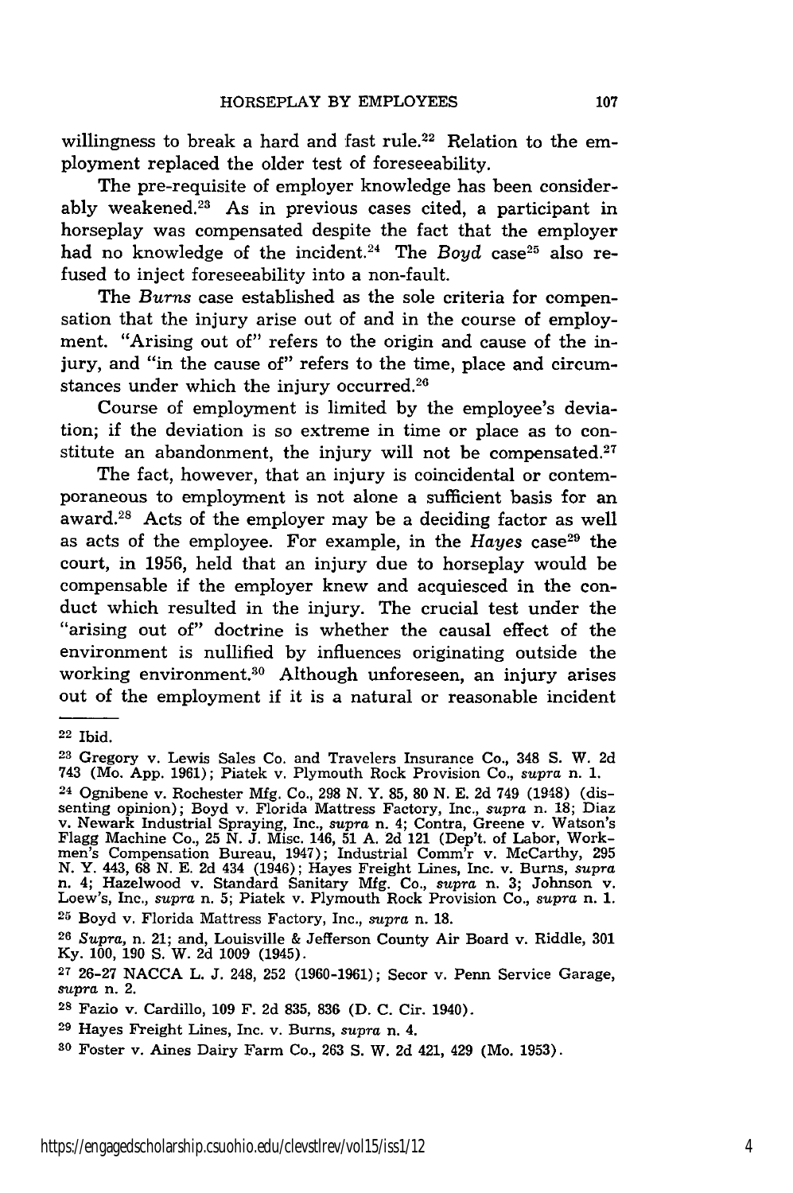willingness to break a hard and fast rule.[22] Relation to the employment replaced the older test of foreseeability.

The pre-requisite of employer knowledge has been considerably weakened.[23] As in previous cases cited, a participant in horseplay was compensated despite the fact that the employer had no knowledge of the incident.[24] The *Boyd* case[25] also refused to inject foreseeability into a non-fault.

The *Burns* case established as the sole criteria for compensation that the injury arise out of and in the course of employment. "Arising out of" refers to the origin and cause of the injury, and "in the cause of" refers to the time, place and circumstances under which the injury occurred.[26]

Course of employment is limited by the employee's deviation; if the deviation is so extreme in time or place as to constitute an abandonment, the injury will not be compensated.[27]

The fact, however, that an injury is coincidental or contemporaneous to employment is not alone a sufficient basis for an award.[28] Acts of the employer may be a deciding factor as well as acts of the employee. For example, in the *Hayes* case[29] the court, in 1956, held that an injury due to horseplay would be compensable if the employer knew and acquiesced in the conduct which resulted in the injury. The crucial test under the "arising out of" doctrine is whether the causal effect of the environment is nullified by influences originating outside the working environment.[30] Although unforeseen, an injury arises out of the employment if it is a natural or reasonable incident

---

[22] Ibid.

[23] Gregory v. Lewis Sales Co. and Travelers Insurance Co., 348 S. W. 2d 743 (Mo. App. 1961); Piatek v. Plymouth Rock Provision Co., *supra* n. 1.

[24] Ognibene v. Rochester Mfg. Co., 298 N. Y. 85, 80 N. E. 2d 749 (1948) (dissenting opinion); Boyd v. Florida Mattress Factory, Inc., *supra* n. 18; Diaz v. Newark Industrial Spraying, Inc., *supra* n. 4; Contra, Greene v. Watson's Flagg Machine Co., 25 N. J. Misc. 146, 51 A. 2d 121 (Dep't. of Labor, Workmen's Compensation Bureau, 1947); Industrial Comm'r v. McCarthy, 295 N. Y. 443, 68 N. E. 2d 434 (1946); Hayes Freight Lines, Inc. v. Burns, *supra* n. 4; Hazelwood v. Standard Sanitary Mfg. Co., *supra* n. 3; Johnson v. Loew's, Inc., *supra* n. 5; Piatek v. Plymouth Rock Provision Co., *supra* n. 1.

[25] Boyd v. Florida Mattress Factory, Inc., *supra* n. 18.

[26] *Supra*, n. 21; and, Louisville & Jefferson County Air Board v. Riddle, 301 Ky. 100, 190 S. W. 2d 1009 (1945).

[27] 26-27 NACCA L. J. 248, 252 (1960-1961); Secor v. Penn Service Garage, *supra* n. 2.

[28] Fazio v. Cardillo, 109 F. 2d 835, 836 (D. C. Cir. 1940).

[29] Hayes Freight Lines, Inc. v. Burns, *supra* n. 4.

[30] Foster v. Aines Dairy Farm Co., 263 S. W. 2d 421, 429 (Mo. 1953).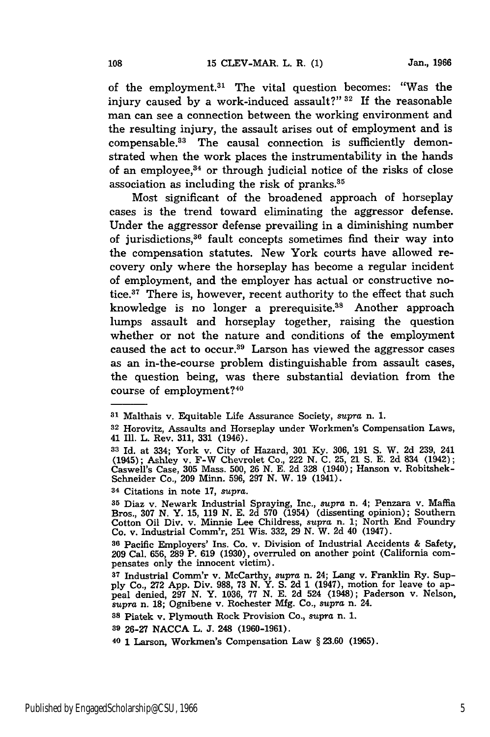of the employment.[31] The vital question becomes: "Was the injury caused by a work-induced assault?"[32] If the reasonable man can see a connection between the working environment and the resulting injury, the assault arises out of employment and is compensable.[33] The causal connection is sufficiently demonstrated when the work places the instrumentability in the hands of an employee,[34] or through judicial notice of the risks of close association as including the risk of pranks.[35]

Most significant of the broadened approach of horseplay cases is the trend toward eliminating the aggressor defense. Under the aggressor defense prevailing in a diminishing number of jurisdictions,[36] fault concepts sometimes find their way into the compensation statutes. New York courts have allowed recovery only where the horseplay has become a regular incident of employment, and the employer has actual or constructive notice.[37] There is, however, recent authority to the effect that such knowledge is no longer a prerequisite.[38] Another approach lumps assault and horseplay together, raising the question whether or not the nature and conditions of the employment caused the act to occur.[39] Larson has viewed the aggressor cases as an in-the-course problem distinguishable from assault cases, the question being, was there substantial deviation from the course of employment?[40]

---

[31] Malthais v. Equitable Life Assurance Society, *supra* n. 1.

[32] Horovitz, Assaults and Horseplay under Workmen's Compensation Laws, 41 Ill. L. Rev. 311, 331 (1946).

[33] Id. at 334; York v. City of Hazard, 301 Ky. 306, 191 S. W. 2d 239, 241 (1945); Ashley v. F-W Chevrolet Co., 222 N. C. 25, 21 S. E. 2d 834 (1942); Caswell's Case, 305 Mass. 500, 26 N. E. 2d 328 (1940); Hanson v. Robitshek-Schneider Co., 209 Minn. 596, 297 N. W. 19 (1941).

[34] Citations in note 17, *supra*.

[35] Diaz v. Newark Industrial Spraying, Inc., *supra* n. 4; Penzara v. Maffia Bros., 307 N. Y. 15, 119 N. E. 2d 570 (1954) (dissenting opinion); Southern Cotton Oil Div. v. Minnie Lee Childress, *supra* n. 1; North End Foundry Co. v. Industrial Comm'r, 251 Wis. 332, 29 N. W. 2d 40 (1947).

[36] Pacific Employers' Ins. Co. v. Division of Industrial Accidents & Safety, 209 Cal. 656, 289 P. 619 (1930), overruled on another point (California compensates only the innocent victim).

[37] Industrial Comm'r v. McCarthy, *supra* n. 24; Lang v. Franklin Ry. Supply Co., 272 App. Div. 988, 73 N. Y. S. 2d 1 (1947), motion for leave to appeal denied, 297 N. Y. 1036, 77 N. E. 2d 524 (1948); Paderson v. Nelson, *supra* n. 18; Ognibene v. Rochester Mfg. Co., *supra* n. 24.

[38] Piatek v. Plymouth Rock Provision Co., *supra* n. 1.

[39] 26-27 NACCA L. J. 248 (1960-1961).

[40] 1 Larson, Workmen's Compensation Law § 23.60 (1965).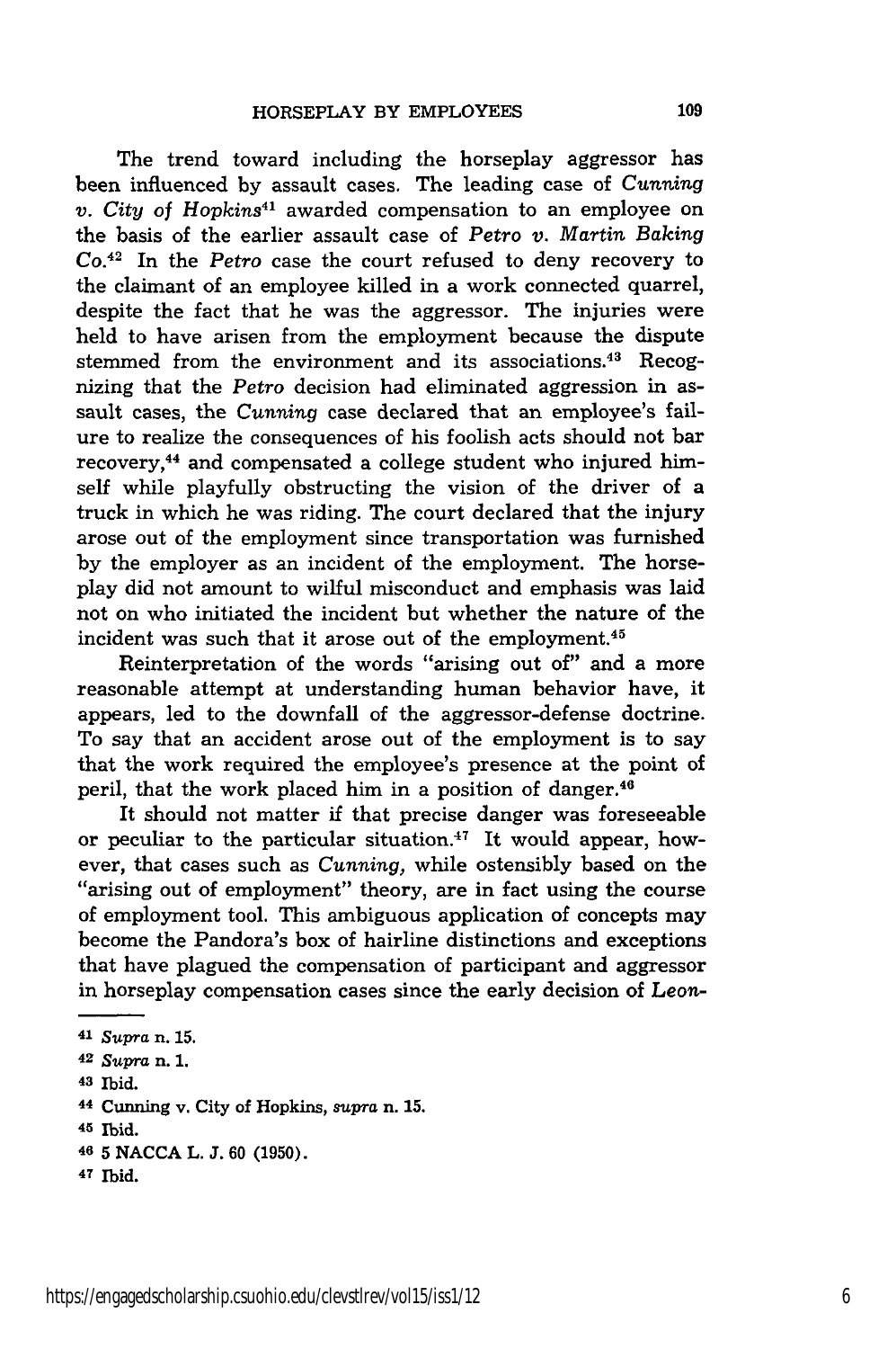The trend toward including the horseplay aggressor has been influenced by assault cases. The leading case of *Cunning v. City of Hopkins*[41] awarded compensation to an employee on the basis of the earlier assault case of *Petro v. Martin Baking Co.*[42] In the *Petro* case the court refused to deny recovery to the claimant of an employee killed in a work connected quarrel, despite the fact that he was the aggressor. The injuries were held to have arisen from the employment because the dispute stemmed from the environment and its associations.[43] Recognizing that the *Petro* decision had eliminated aggression in assault cases, the *Cunning* case declared that an employee's failure to realize the consequences of his foolish acts should not bar recovery,[44] and compensated a college student who injured himself while playfully obstructing the vision of the driver of a truck in which he was riding. The court declared that the injury arose out of the employment since transportation was furnished by the employer as an incident of the employment. The horseplay did not amount to wilful misconduct and emphasis was laid not on who initiated the incident but whether the nature of the incident was such that it arose out of the employment.[45]

Reinterpretation of the words "arising out of" and a more reasonable attempt at understanding human behavior have, it appears, led to the downfall of the aggressor-defense doctrine. To say that an accident arose out of the employment is to say that the work required the employee's presence at the point of peril, that the work placed him in a position of danger.[46]

It should not matter if that precise danger was foreseeable or peculiar to the particular situation.[47] It would appear, however, that cases such as *Cunning,* while ostensibly based on the "arising out of employment" theory, are in fact using the course of employment tool. This ambiguous application of concepts may become the Pandora's box of hairline distinctions and exceptions that have plagued the compensation of participant and aggressor in horseplay compensation cases since the early decision of *Leon-*

---

[41] *Supra* n. 15.

[42] *Supra* n. 1.

[43] Ibid.

[44] Cunning v. City of Hopkins, *supra* n. 15.

[45] Ibid.

[46] 5 NACCA L. J. 60 (1950).

[47] Ibid.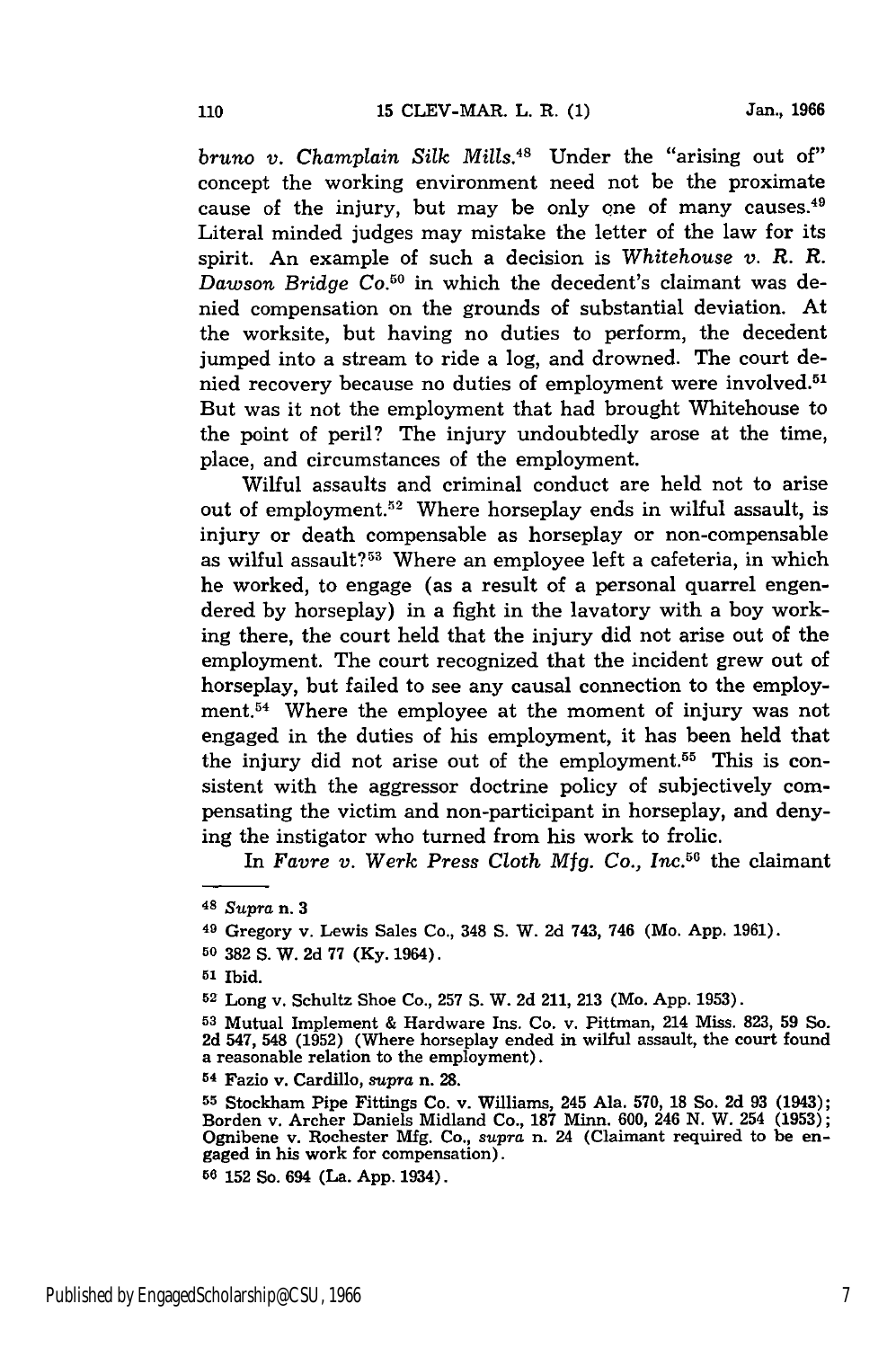*bruno v. Champlain Silk Mills.*[48] Under the "arising out of" concept the working environment need not be the proximate cause of the injury, but may be only one of many causes.[49] Literal minded judges may mistake the letter of the law for its spirit. An example of such a decision is *Whitehouse v. R. R. Dawson Bridge Co.*[50] in which the decedent's claimant was denied compensation on the grounds of substantial deviation. At the worksite, but having no duties to perform, the decedent jumped into a stream to ride a log, and drowned. The court denied recovery because no duties of employment were involved.[51] But was it not the employment that had brought Whitehouse to the point of peril? The injury undoubtedly arose at the time, place, and circumstances of the employment.

Wilful assaults and criminal conduct are held not to arise out of employment.[52] Where horseplay ends in wilful assault, is injury or death compensable as horseplay or non-compensable as wilful assault?[53] Where an employee left a cafeteria, in which he worked, to engage (as a result of a personal quarrel engendered by horseplay) in a fight in the lavatory with a boy working there, the court held that the injury did not arise out of the employment. The court recognized that the incident grew out of horseplay, but failed to see any causal connection to the employment.[54] Where the employee at the moment of injury was not engaged in the duties of his employment, it has been held that the injury did not arise out of the employment.[55] This is consistent with the aggressor doctrine policy of subjectively compensating the victim and non-participant in horseplay, and denying the instigator who turned from his work to frolic.

In *Favre v. Werk Press Cloth Mfg. Co., Inc.*[56] the claimant

---

[48] *Supra* n. 3

[49] Gregory v. Lewis Sales Co., 348 S. W. 2d 743, 746 (Mo. App. 1961).

[50] 382 S. W. 2d 77 (Ky. 1964).

[51] Ibid.

[52] Long v. Schultz Shoe Co., 257 S. W. 2d 211, 213 (Mo. App. 1953).

[53] Mutual Implement & Hardware Ins. Co. v. Pittman, 214 Miss. 823, 59 So. 2d 547, 548 (1952) (Where horseplay ended in wilful assault, the court found a reasonable relation to the employment).

[54] Fazio v. Cardillo, *supra* n. 28.

[55] Stockham Pipe Fittings Co. v. Williams, 245 Ala. 570, 18 So. 2d 93 (1943); Borden v. Archer Daniels Midland Co., 187 Minn. 600, 246 N. W. 254 (1953); Ognibene v. Rochester Mfg. Co., *supra* n. 24 (Claimant required to be engaged in his work for compensation).

[56] 152 So. 694 (La. App. 1934).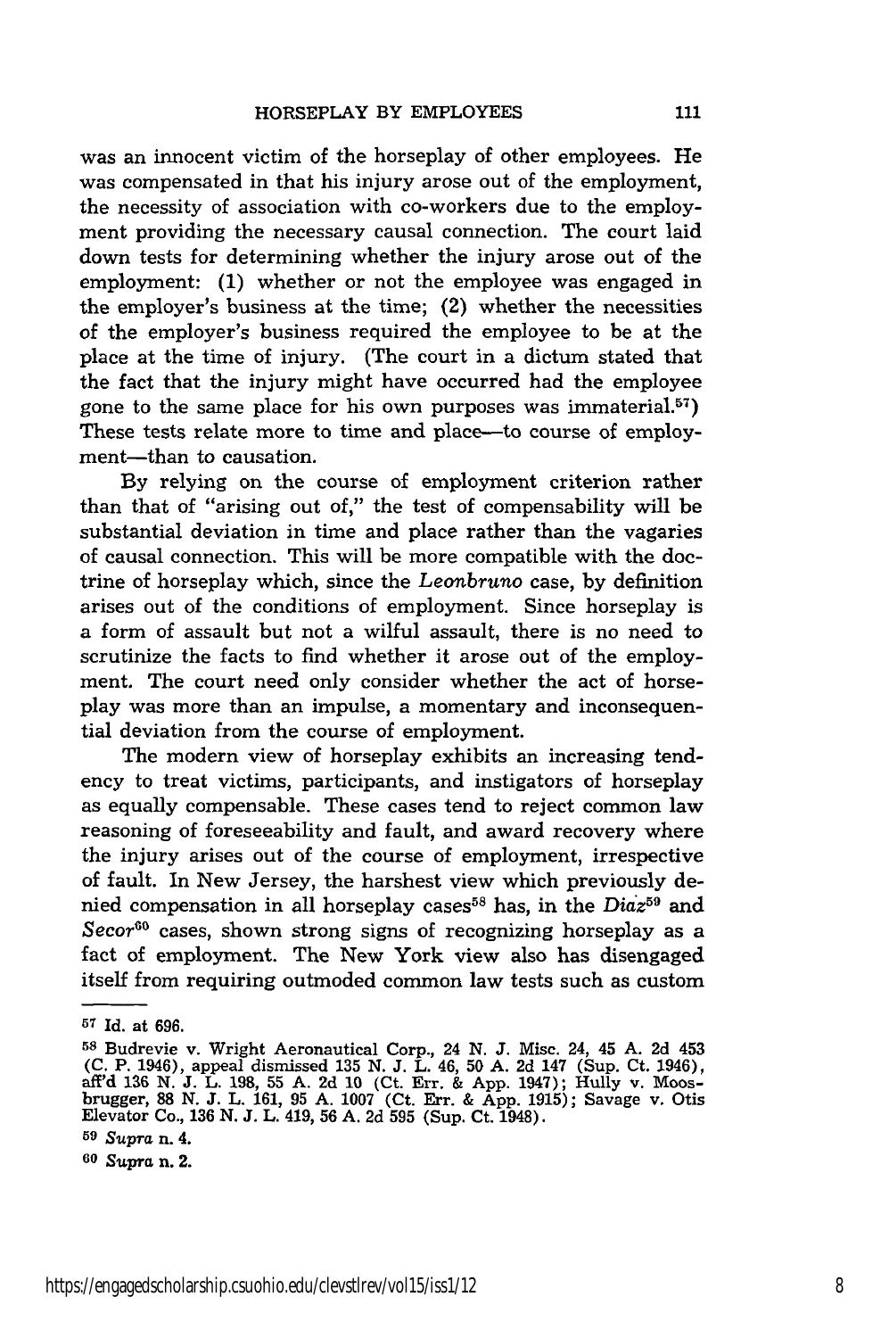was an innocent victim of the horseplay of other employees. He was compensated in that his injury arose out of the employment, the necessity of association with co-workers due to the employment providing the necessary causal connection. The court laid down tests for determining whether the injury arose out of the employment: (1) whether or not the employee was engaged in the employer's business at the time; (2) whether the necessities of the employer's business required the employee to be at the place at the time of injury. (The court in a dictum stated that the fact that the injury might have occurred had the employee gone to the same place for his own purposes was immaterial.[57]) These tests relate more to time and place—to course of employment—than to causation.

By relying on the course of employment criterion rather than that of "arising out of," the test of compensability will be substantial deviation in time and place rather than the vagaries of causal connection. This will be more compatible with the doctrine of horseplay which, since the *Leonbruno* case, by definition arises out of the conditions of employment. Since horseplay is a form of assault but not a wilful assault, there is no need to scrutinize the facts to find whether it arose out of the employment. The court need only consider whether the act of horseplay was more than an impulse, a momentary and inconsequential deviation from the course of employment.

The modern view of horseplay exhibits an increasing tendency to treat victims, participants, and instigators of horseplay as equally compensable. These cases tend to reject common law reasoning of foreseeability and fault, and award recovery where the injury arises out of the course of employment, irrespective of fault. In New Jersey, the harshest view which previously denied compensation in all horseplay cases[58] has, in the *Diaz*[59] and *Secor*[60] cases, shown strong signs of recognizing horseplay as a fact of employment. The New York view also has disengaged itself from requiring outmoded common law tests such as custom

---

[57] Id. at 696.

[58] Budrevie v. Wright Aeronautical Corp., 24 N. J. Misc. 24, 45 A. 2d 453 (C. P. 1946), appeal dismissed 135 N. J. L. 46, 50 A. 2d 147 (Sup. Ct. 1946), aff'd 136 N. J. L. 198, 55 A. 2d 10 (Ct. Err. & App. 1947); Hully v. Moosbrugger, 88 N. J. L. 161, 95 A. 1007 (Ct. Err. & App. 1915); Savage v. Otis Elevator Co., 136 N. J. L. 419, 56 A. 2d 595 (Sup. Ct. 1948).

[59] *Supra* n. 4.

[60] *Supra* n. 2.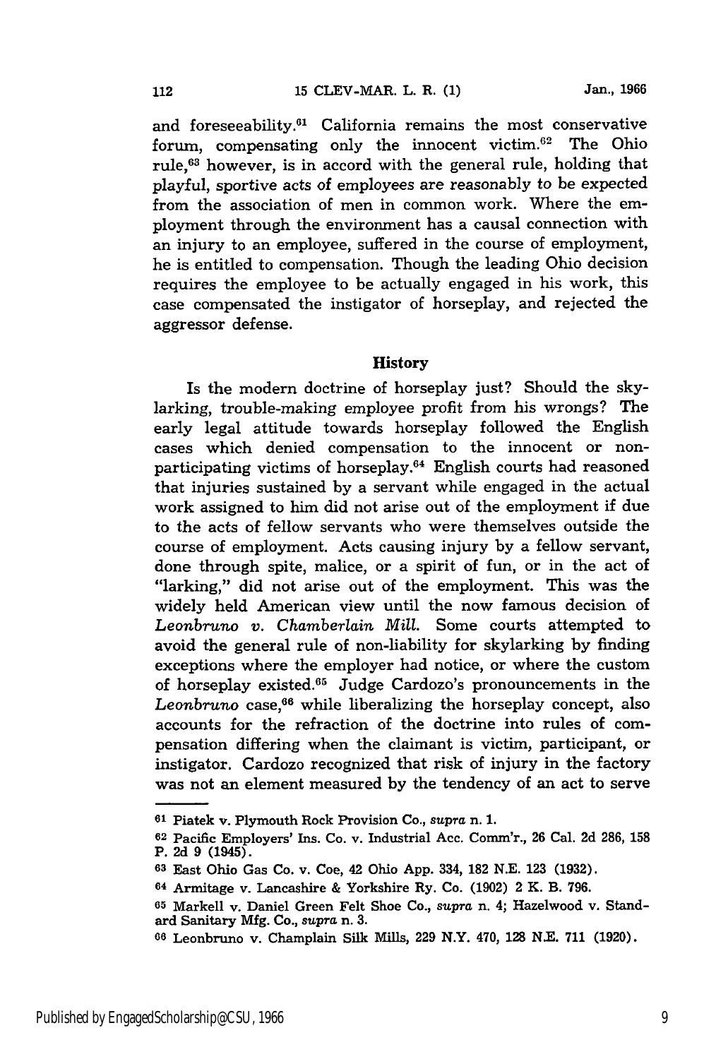and foreseeability.[61] California remains the most conservative forum, compensating only the innocent victim.[62] The Ohio rule,[63] however, is in accord with the general rule, holding that playful, sportive acts of employees are reasonably to be expected from the association of men in common work. Where the employment through the environment has a causal connection with an injury to an employee, suffered in the course of employment, he is entitled to compensation. Though the leading Ohio decision requires the employee to be actually engaged in his work, this case compensated the instigator of horseplay, and rejected the aggressor defense.

## History

Is the modern doctrine of horseplay just? Should the skylarking, trouble-making employee profit from his wrongs? The early legal attitude towards horseplay followed the English cases which denied compensation to the innocent or nonparticipating victims of horseplay.[64] English courts had reasoned that injuries sustained by a servant while engaged in the actual work assigned to him did not arise out of the employment if due to the acts of fellow servants who were themselves outside the course of employment. Acts causing injury by a fellow servant, done through spite, malice, or a spirit of fun, or in the act of "larking," did not arise out of the employment. This was the widely held American view until the now famous decision of *Leonbruno v. Chamberlain Mill.* Some courts attempted to avoid the general rule of non-liability for skylarking by finding exceptions where the employer had notice, or where the custom of horseplay existed.[65] Judge Cardozo's pronouncements in the *Leonbruno* case,[66] while liberalizing the horseplay concept, also accounts for the refraction of the doctrine into rules of compensation differing when the claimant is victim, participant, or instigator. Cardozo recognized that risk of injury in the factory was not an element measured by the tendency of an act to serve

---

[61] Piatek v. Plymouth Rock Provision Co., *supra* n. 1.

[62] Pacific Employers' Ins. Co. v. Industrial Acc. Comm'r., 26 Cal. 2d 286, 158 P. 2d 9 (1945).

[63] East Ohio Gas Co. v. Coe, 42 Ohio App. 334, 182 N.E. 123 (1932).

[64] Armitage v. Lancashire & Yorkshire Ry. Co. (1902) 2 K. B. 796.

[65] Markell v. Daniel Green Felt Shoe Co., *supra* n. 4; Hazelwood v. Standard Sanitary Mfg. Co., *supra* n. 3.

[66] Leonbruno v. Champlain Silk Mills, 229 N.Y. 470, 128 N.E. 711 (1920).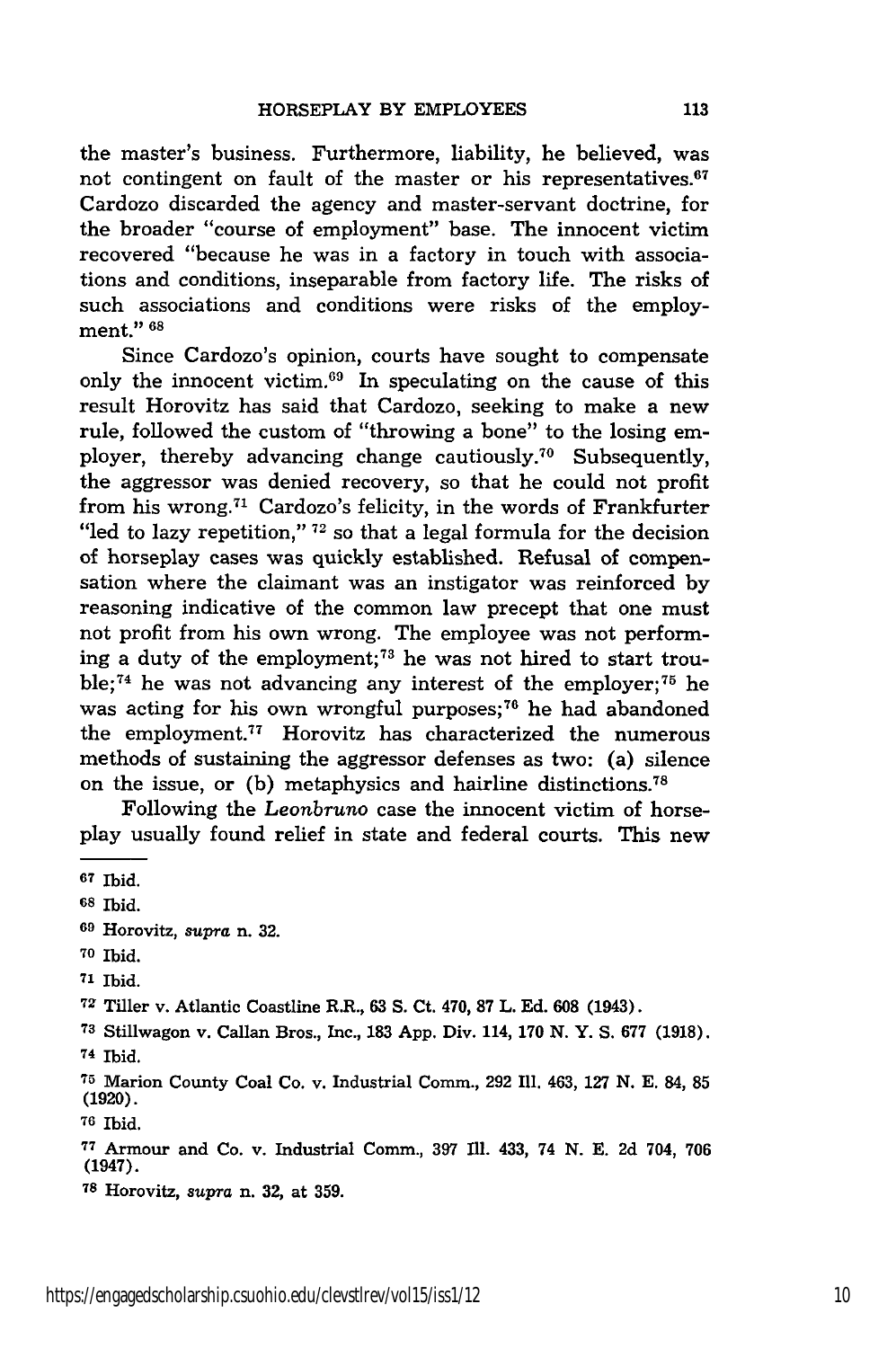the master's business. Furthermore, liability, he believed, was not contingent on fault of the master or his representatives.[67] Cardozo discarded the agency and master-servant doctrine, for the broader "course of employment" base. The innocent victim recovered "because he was in a factory in touch with associations and conditions, inseparable from factory life. The risks of such associations and conditions were risks of the employment." [68]

Since Cardozo's opinion, courts have sought to compensate only the innocent victim.[69] In speculating on the cause of this result Horovitz has said that Cardozo, seeking to make a new rule, followed the custom of "throwing a bone" to the losing employer, thereby advancing change cautiously.[70] Subsequently, the aggressor was denied recovery, so that he could not profit from his wrong.[71] Cardozo's felicity, in the words of Frankfurter "led to lazy repetition," [72] so that a legal formula for the decision of horseplay cases was quickly established. Refusal of compensation where the claimant was an instigator was reinforced by reasoning indicative of the common law precept that one must not profit from his own wrong. The employee was not performing a duty of the employment;[73] he was not hired to start trouble;[74] he was not advancing any interest of the employer;[75] he was acting for his own wrongful purposes;[76] he had abandoned the employment.[77] Horovitz has characterized the numerous methods of sustaining the aggressor defenses as two: (a) silence on the issue, or (b) metaphysics and hairline distinctions.[78]

Following the *Leonbruno* case the innocent victim of horseplay usually found relief in state and federal courts. This new

---

[67] Ibid.

[68] Ibid.

[69] Horovitz, *supra* n. 32.

[70] Ibid.

[71] Ibid.

[72] Tiller v. Atlantic Coastline R.R., 63 S. Ct. 470, 87 L. Ed. 608 (1943).

[73] Stillwagon v. Callan Bros., Inc., 183 App. Div. 114, 170 N. Y. S. 677 (1918).

[74] Ibid.

[75] Marion County Coal Co. v. Industrial Comm., 292 Ill. 463, 127 N. E. 84, 85 (1920).

[76] Ibid.

[77] Armour and Co. v. Industrial Comm., 397 Ill. 433, 74 N. E. 2d 704, 706 (1947).

[78] Horovitz, *supra* n. 32, at 359.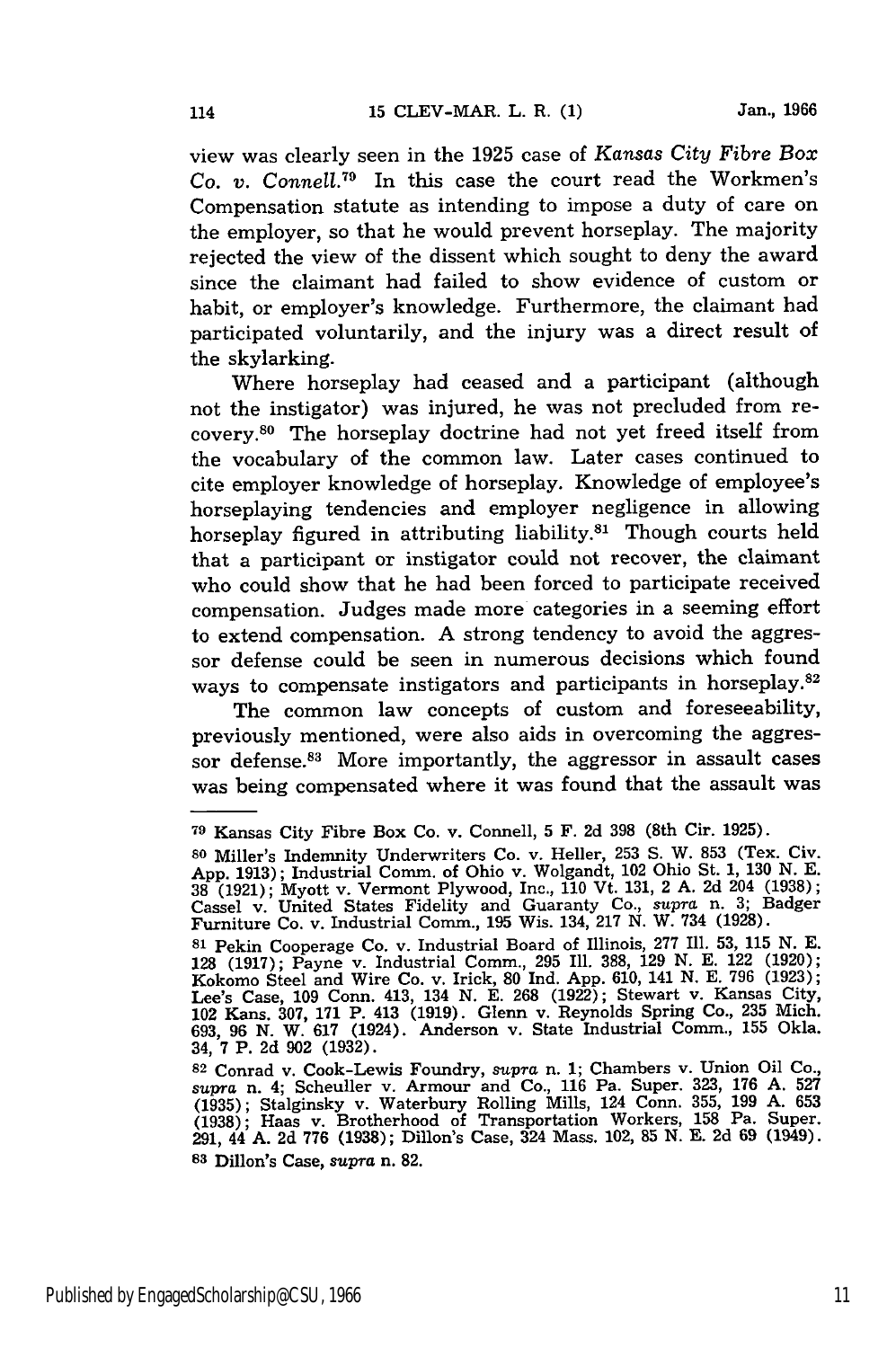view was clearly seen in the 1925 case of *Kansas City Fibre Box Co. v. Connell.*[79] In this case the court read the Workmen's Compensation statute as intending to impose a duty of care on the employer, so that he would prevent horseplay. The majority rejected the view of the dissent which sought to deny the award since the claimant had failed to show evidence of custom or habit, or employer's knowledge. Furthermore, the claimant had participated voluntarily, and the injury was a direct result of the skylarking.

Where horseplay had ceased and a participant (although not the instigator) was injured, he was not precluded from recovery.[80] The horseplay doctrine had not yet freed itself from the vocabulary of the common law. Later cases continued to cite employer knowledge of horseplay. Knowledge of employee's horseplaying tendencies and employer negligence in allowing horseplay figured in attributing liability.[81] Though courts held that a participant or instigator could not recover, the claimant who could show that he had been forced to participate received compensation. Judges made more categories in a seeming effort to extend compensation. A strong tendency to avoid the aggressor defense could be seen in numerous decisions which found ways to compensate instigators and participants in horseplay.[82]

The common law concepts of custom and foreseeability, previously mentioned, were also aids in overcoming the aggressor defense.[83] More importantly, the aggressor in assault cases was being compensated where it was found that the assault was

---

[79] Kansas City Fibre Box Co. v. Connell, 5 F. 2d 398 (8th Cir. 1925).

[80] Miller's Indemnity Underwriters Co. v. Heller, 253 S. W. 853 (Tex. Civ. App. 1913); Industrial Comm. of Ohio v. Wolgandt, 102 Ohio St. 1, 130 N. E. 38 (1921); Myott v. Vermont Plywood, Inc., 110 Vt. 131, 2 A. 2d 204 (1938); Cassel v. United States Fidelity and Guaranty Co., *supra* n. 3; Badger Furniture Co. v. Industrial Comm., 195 Wis. 134, 217 N. W. 734 (1928).

[81] Pekin Cooperage Co. v. Industrial Board of Illinois, 277 Ill. 53, 115 N. E. 128 (1917); Payne v. Industrial Comm., 295 Ill. 388, 129 N. E. 122 (1920); Kokomo Steel and Wire Co. v. Irick, 80 Ind. App. 610, 141 N. E. 796 (1923); Lee's Case, 109 Conn. 413, 134 N. E. 268 (1922); Stewart v. Kansas City, 102 Kans. 307, 171 P. 413 (1919). Glenn v. Reynolds Spring Co., 235 Mich. 693, 96 N. W. 617 (1924). Anderson v. State Industrial Comm., 155 Okla. 34, 7 P. 2d 902 (1932).

[82] Conrad v. Cook-Lewis Foundry, *supra* n. 1; Chambers v. Union Oil Co., *supra* n. 4; Scheuller v. Armour and Co., 116 Pa. Super. 323, 176 A. 527 (1935); Stalginsky v. Waterbury Rolling Mills, 124 Conn. 355, 199 A. 653 (1938); Haas v. Brotherhood of Transportation Workers, 158 Pa. Super. 291, 44 A. 2d 776 (1938); Dillon's Case, 324 Mass. 102, 85 N. E. 2d 69 (1949).

[83] Dillon's Case, *supra* n. 82.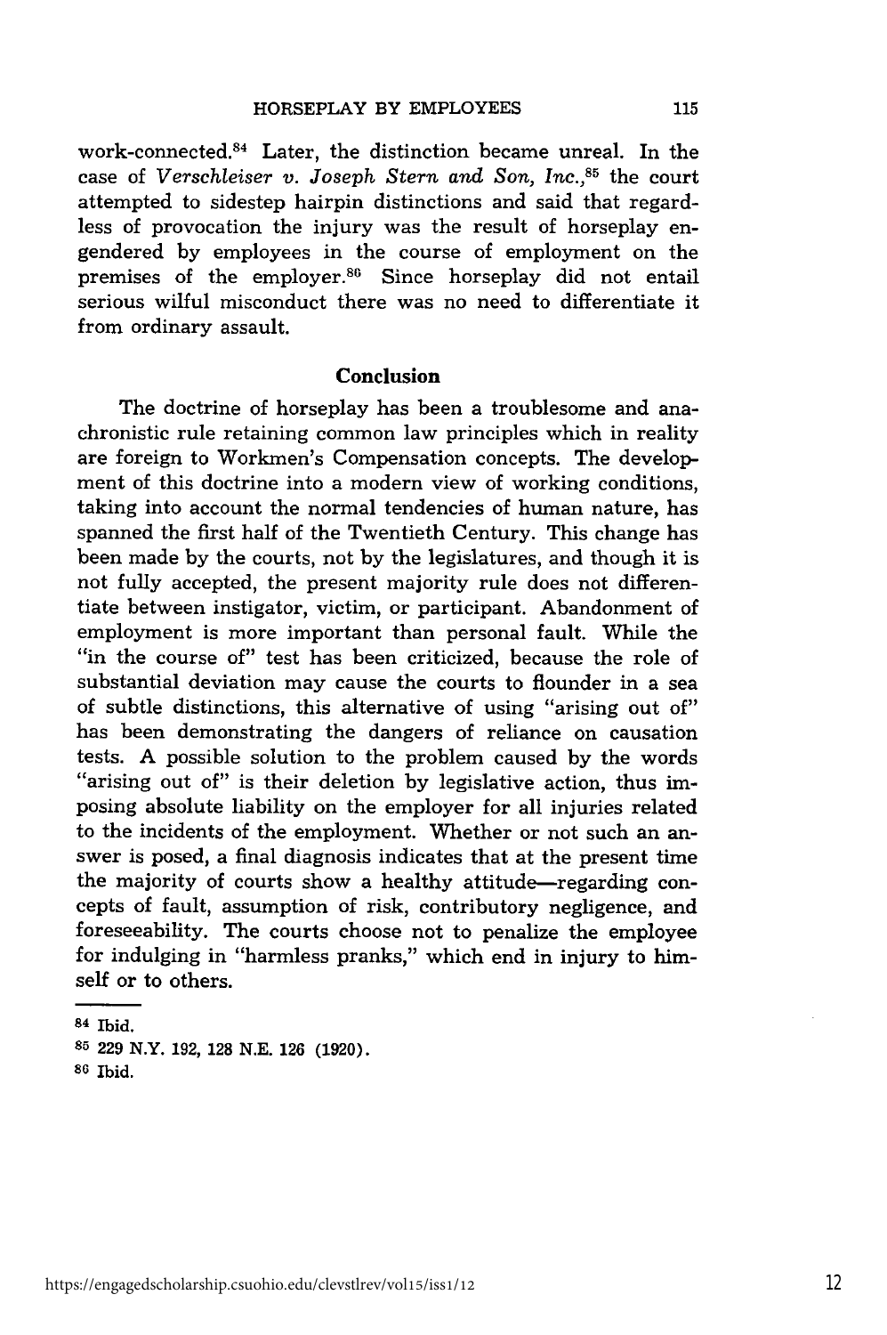work-connected.[84] Later, the distinction became unreal. In the case of *Verschleiser v. Joseph Stern and Son, Inc.,*[85] the court attempted to sidestep hairpin distinctions and said that regardless of provocation the injury was the result of horseplay engendered by employees in the course of employment on the premises of the employer.[86] Since horseplay did not entail serious wilful misconduct there was no need to differentiate it from ordinary assault.

## Conclusion

The doctrine of horseplay has been a troublesome and anachronistic rule retaining common law principles which in reality are foreign to Workmen's Compensation concepts. The development of this doctrine into a modern view of working conditions, taking into account the normal tendencies of human nature, has spanned the first half of the Twentieth Century. This change has been made by the courts, not by the legislatures, and though it is not fully accepted, the present majority rule does not differentiate between instigator, victim, or participant. Abandonment of employment is more important than personal fault. While the "in the course of" test has been criticized, because the role of substantial deviation may cause the courts to flounder in a sea of subtle distinctions, this alternative of using "arising out of" has been demonstrating the dangers of reliance on causation tests. A possible solution to the problem caused by the words "arising out of" is their deletion by legislative action, thus imposing absolute liability on the employer for all injuries related to the incidents of the employment. Whether or not such an answer is posed, a final diagnosis indicates that at the present time the majority of courts show a healthy attitude—regarding concepts of fault, assumption of risk, contributory negligence, and foreseeability. The courts choose not to penalize the employee for indulging in "harmless pranks," which end in injury to himself or to others.

---

[84] Ibid.

[85] 229 N.Y. 192, 128 N.E. 126 (1920).

[86] Ibid.